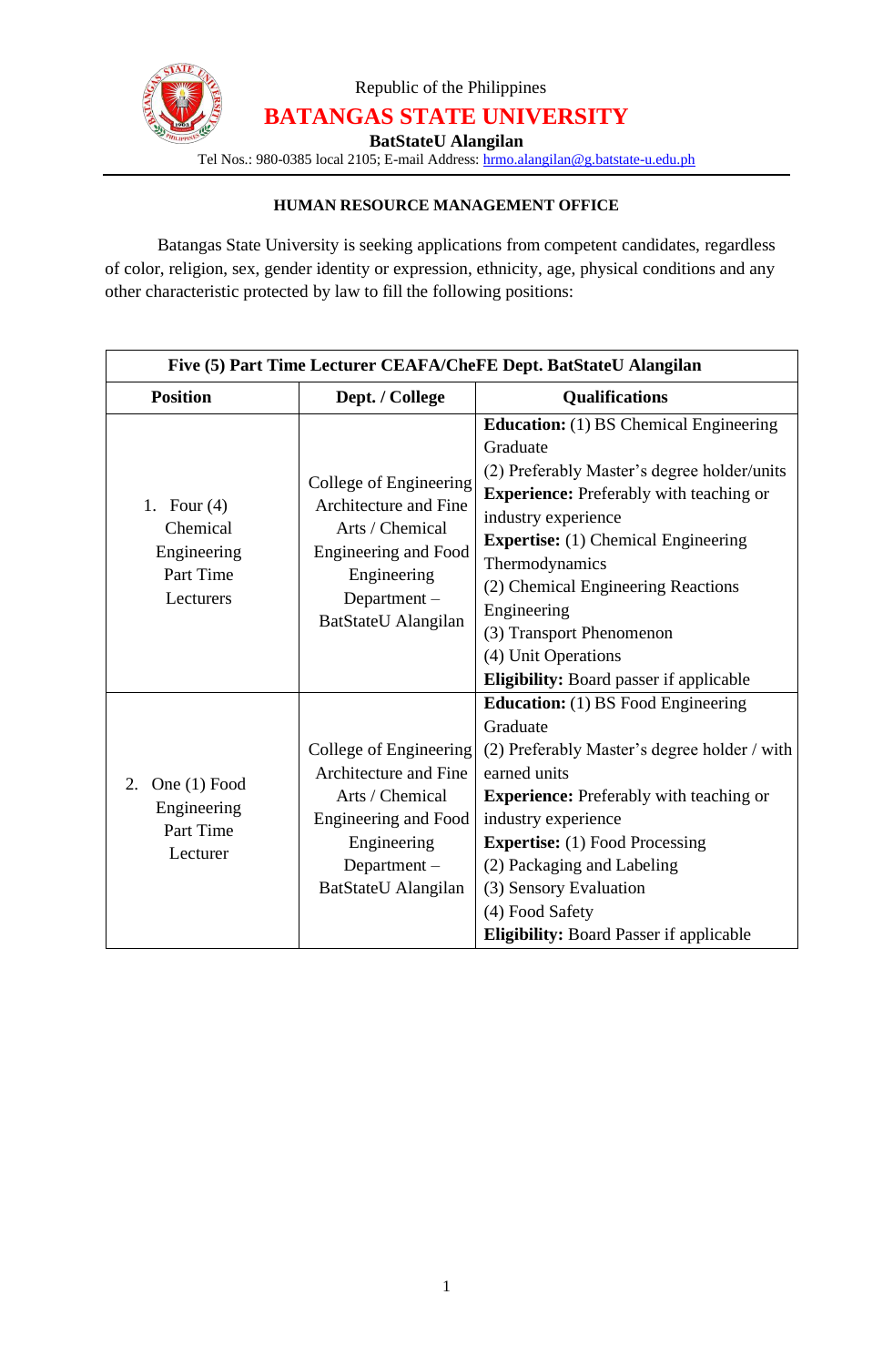Republic of the Philippines

# BATANGAS STATE UNIVERSITY

**BatStateU Alangilan**

Tel Nos.: 980-0385 local 2105; E-mail Address: hrmo.alangilan@g.batstate-u.edu.ph

**HUMAN RESOURCE MANAGEMENT OFFICE**

Batangas State University is seeking applications from competent candidates, regardless of color, religion, sex, gender identity or expression, ethnicity, age, physical conditions and any other characteristic protected by law to fill the following positions:

| **Five (5) Part Time Lecturer CEAFA/CheFE Dept. BatStateU Alangilan** | | |
|---|---|---|
| **Position** | **Dept. / College** | **Qualifications** |
| 1. Four (4) Chemical Engineering Part Time Lecturers | College of Engineering Architecture and Fine Arts / Chemical Engineering and Food Engineering Department – BatStateU Alangilan | **Education:** (1) BS Chemical Engineering Graduate<br>(2) Preferably Master's degree holder/units<br>**Experience:** Preferably with teaching or industry experience<br>**Expertise:** (1) Chemical Engineering Thermodynamics<br>(2) Chemical Engineering Reactions Engineering<br>(3) Transport Phenomenon<br>(4) Unit Operations<br>**Eligibility:** Board passer if applicable |
| 2. One (1) Food Engineering Part Time Lecturer | College of Engineering Architecture and Fine Arts / Chemical Engineering and Food Engineering Department – BatStateU Alangilan | **Education:** (1) BS Food Engineering Graduate<br>(2) Preferably Master's degree holder / with earned units<br>**Experience:** Preferably with teaching or industry experience<br>**Expertise:** (1) Food Processing<br>(2) Packaging and Labeling<br>(3) Sensory Evaluation<br>(4) Food Safety<br>**Eligibility:** Board Passer if applicable |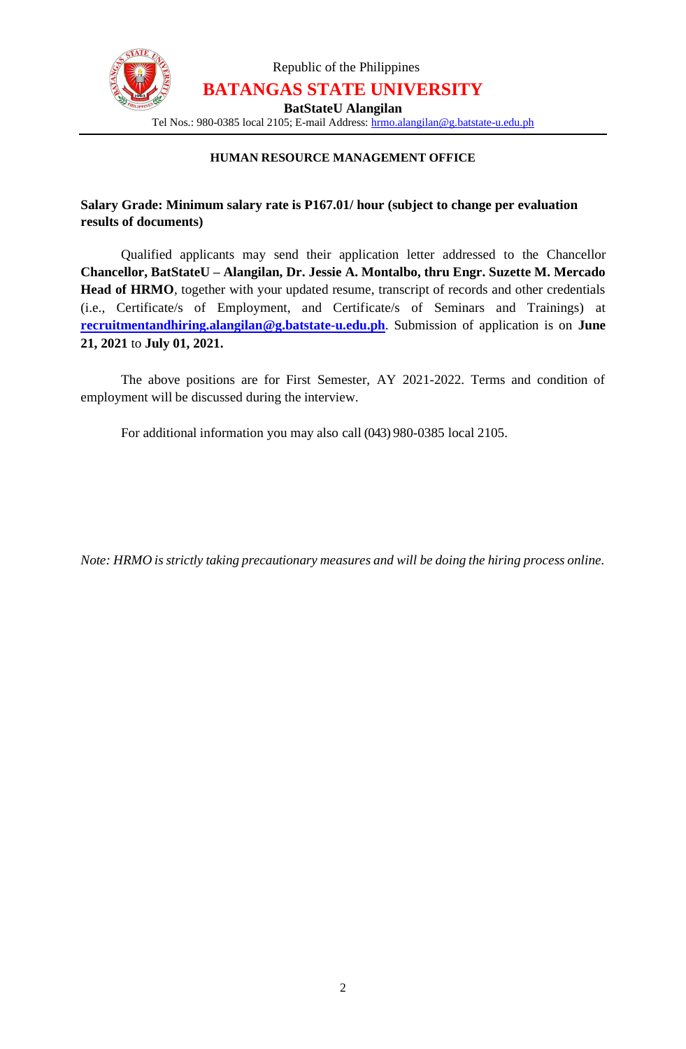Republic of the Philippines

**BATANGAS STATE UNIVERSITY**

**BatStateU Alangilan**

Tel Nos.: 980-0385 local 2105; E-mail Address: hrmo.alangilan@g.batstate-u.edu.ph

**HUMAN RESOURCE MANAGEMENT OFFICE**

**Salary Grade: Minimum salary rate is P167.01/ hour (subject to change per evaluation results of documents)**

Qualified applicants may send their application letter addressed to the Chancellor **Chancellor, BatStateU – Alangilan, Dr. Jessie A. Montalbo, thru Engr. Suzette M. Mercado Head of HRMO**, together with your updated resume, transcript of records and other credentials (i.e., Certificate/s of Employment, and Certificate/s of Seminars and Trainings) at **recruitmentandhiring.alangilan@g.batstate-u.edu.ph**. Submission of application is on **June 21, 2021** to **July 01, 2021.**

The above positions are for First Semester, AY 2021-2022. Terms and condition of employment will be discussed during the interview.

For additional information you may also call (043) 980-0385 local 2105.

*Note: HRMO is strictly taking precautionary measures and will be doing the hiring process online.*